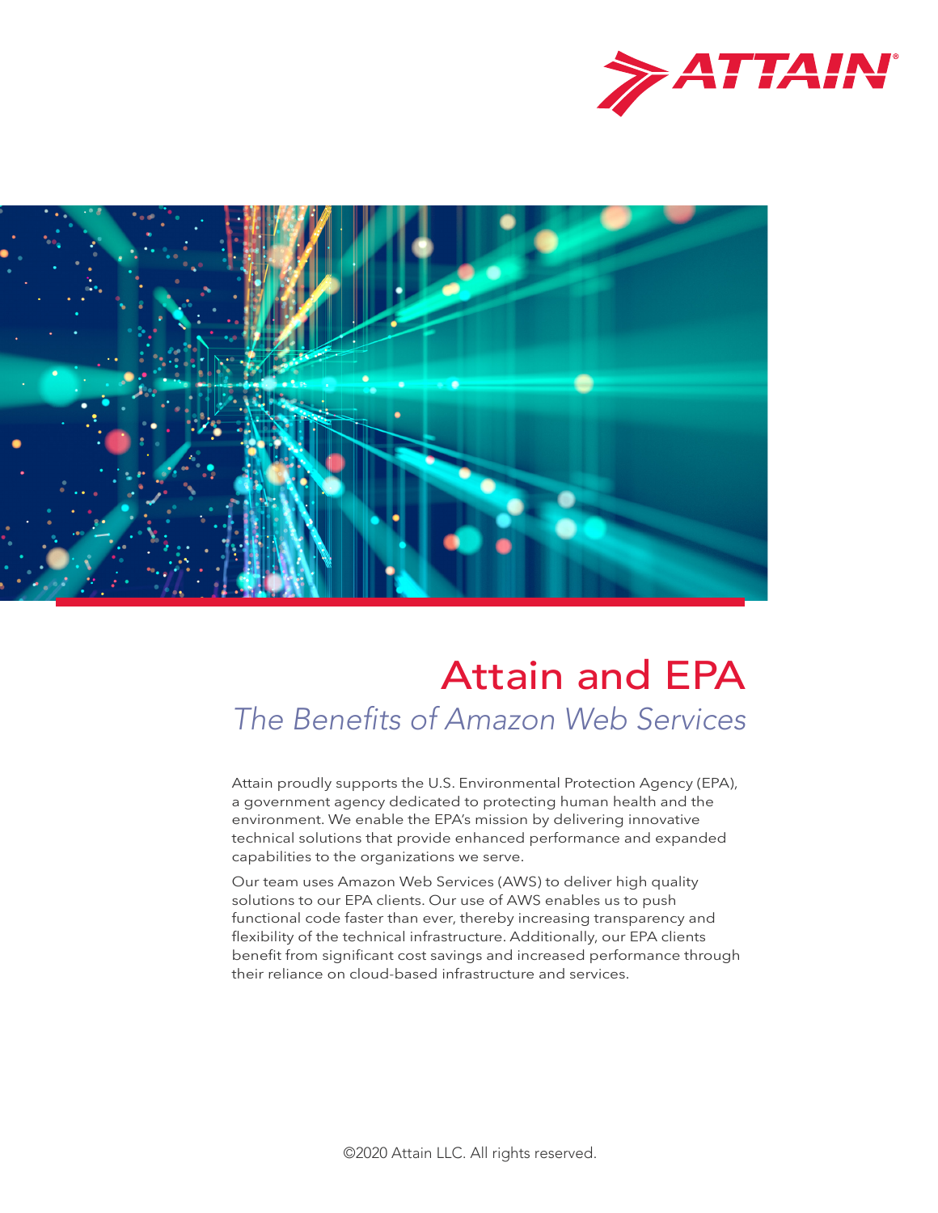# Attain and EPA

## *The Benefits of Amazon Web Services*

Attain proudly supports the U.S. Environmental Protection Agency (EPA), a government agency dedicated to protecting human health and the environment. We enable the EPA's mission by delivering innovative technical solutions that provide enhanced performance and expanded capabilities to the organizations we serve.

Our team uses Amazon Web Services (AWS) to deliver high quality solutions to our EPA clients. Our use of AWS enables us to push functional code faster than ever, thereby increasing transparency and flexibility of the technical infrastructure. Additionally, our EPA clients benefit from significant cost savings and increased performance through their reliance on cloud-based infrastructure and services.

©2020 Attain LLC. All rights reserved.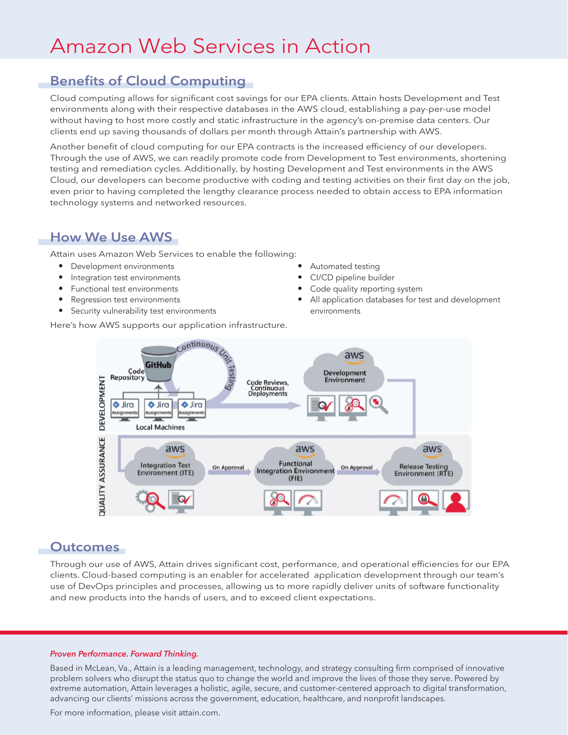# Amazon Web Services in Action

## Benefits of Cloud Computing

Cloud computing allows for significant cost savings for our EPA clients. Attain hosts Development and Test environments along with their respective databases in the AWS cloud, establishing a pay-per-use model without having to host more costly and static infrastructure in the agency's on-premise data centers. Our clients end up saving thousands of dollars per month through Attain's partnership with AWS.

Another benefit of cloud computing for our EPA contracts is the increased efficiency of our developers. Through the use of AWS, we can readily promote code from Development to Test environments, shortening testing and remediation cycles. Additionally, by hosting Development and Test environments in the AWS Cloud, our developers can become productive with coding and testing activities on their first day on the job, even prior to having completed the lengthy clearance process needed to obtain access to EPA information technology systems and networked resources.

## How We Use AWS

Attain uses Amazon Web Services to enable the following:

- Development environments
- Integration test environments
- Functional test environments
- Regression test environments
- Security vulnerability test environments
- Automated testing
- CI/CD pipeline builder
- Code quality reporting system
- All application databases for test and development environments

Here's how AWS supports our application infrastructure.

DEVELOPMENT
GitHub
Code Repository
Continuous Unit Testing
Jira Assignments
Jira Assignments
Jira Assignments
Local Machines
Code Reviews, Continuous Deployments
aws
Development Environment

QUALITY ASSURANCE
aws
Integration Test Environment (ITE)
On Approval
aws
Functional Integration Environment (FIE)
On Approval
aws
Release Testing Environment (RTE)

## Outcomes

Through our use of AWS, Attain drives significant cost, performance, and operational efficiencies for our EPA clients. Cloud-based computing is an enabler for accelerated application development through our team's use of DevOps principles and processes, allowing us to more rapidly deliver units of software functionality and new products into the hands of users, and to exceed client expectations.

*Proven Performance. Forward Thinking.*

Based in McLean, Va., Attain is a leading management, technology, and strategy consulting firm comprised of innovative problem solvers who disrupt the status quo to change the world and improve the lives of those they serve. Powered by extreme automation, Attain leverages a holistic, agile, secure, and customer-centered approach to digital transformation, advancing our clients' missions across the government, education, healthcare, and nonprofit landscapes.

For more information, please visit attain.com.